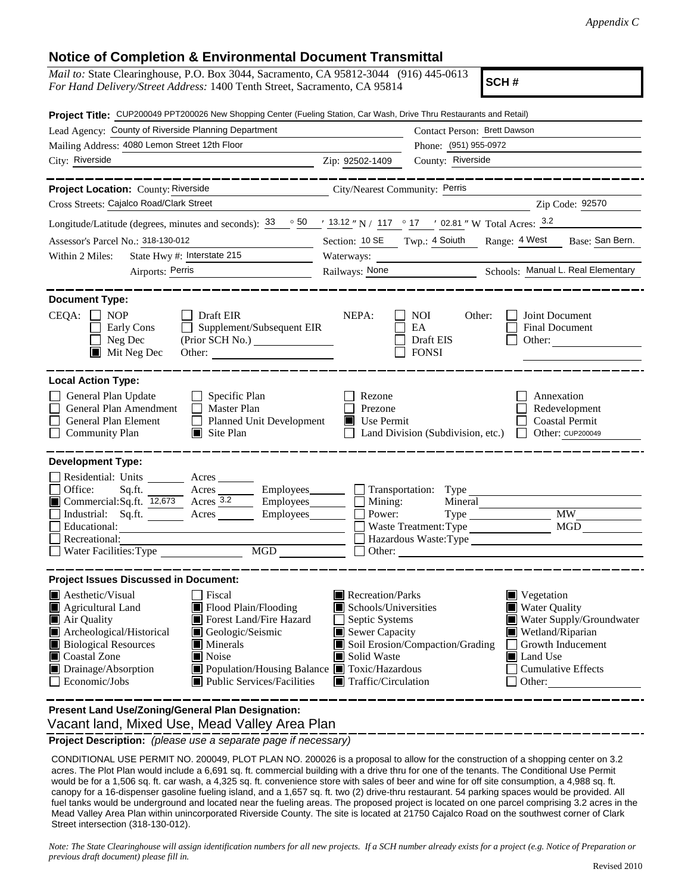*Appendix C*

# Notice of Completion & Environmental Document Transmittal

*Mail to:* State Clearinghouse, P.O. Box 3044, Sacramento, CA 95812-3044 (916) 445-0613
*For Hand Delivery/Street Address:* 1400 Tenth Street, Sacramento, CA 95814

**SCH #**

**Project Title:** CUP200049 PPT200026 New Shopping Center (Fueling Station, Car Wash, Drive Thru Restaurants and Retail)

Lead Agency: County of Riverside Planning Department | Contact Person: Brett Dawson
Mailing Address: 4080 Lemon Street 12th Floor | Phone: (951) 955-0972
City: Riverside | Zip: 92502-1409 | County: Riverside

---

**Project Location:** County: Riverside | City/Nearest Community: Perris
Cross Streets: Cajalco Road/Clark Street | Zip Code: 92570
Longitude/Latitude (degrees, minutes and seconds): 33 ° 50 ′ 13.12 ″ N / 117 ° 17 ′ 02.81 ″ W Total Acres: 3.2
Assessor's Parcel No.: 318-130-012 | Section: 10 SE | Twp.: 4 Soiuth | Range: 4 West | Base: San Bern.
Within 2 Miles: State Hwy #: Interstate 215 | Waterways:
Airports: Perris | Railways: None | Schools: Manual L. Real Elementary

---

**Document Type:**

CEQA: ☐ NOP ☐ Early Cons ☐ Neg Dec ■ Mit Neg Dec ☐ Draft EIR ☐ Supplement/Subsequent EIR (Prior SCH No.) Other:

NEPA: ☐ NOI ☐ EA ☐ Draft EIS ☐ FONSI

Other: ☐ Joint Document ☐ Final Document ☐ Other:

---

**Local Action Type:**

☐ General Plan Update ☐ General Plan Amendment ☐ General Plan Element ☐ Community Plan
☐ Specific Plan ☐ Master Plan ☐ Planned Unit Development ■ Site Plan
☐ Rezone ☐ Prezone ■ Use Permit ☐ Land Division (Subdivision, etc.)
☐ Annexation ☐ Redevelopment ☐ Coastal Permit ☐ Other: CUP200049

---

**Development Type:**

☐ Residential: Units ___ Acres ___
☐ Office: Sq.ft. ___ Acres ___ Employees ___
■ Commercial: Sq.ft. 12,673 Acres 3.2 Employees ___
☐ Industrial: Sq.ft. ___ Acres ___ Employees ___
☐ Educational:
☐ Recreational:
☐ Water Facilities: Type ___ MGD ___
☐ Transportation: Type
☐ Mining: Mineral
☐ Power: Type ___ MW
☐ Waste Treatment: Type ___ MGD
☐ Hazardous Waste: Type
☐ Other:

---

**Project Issues Discussed in Document:**

■ Aesthetic/Visual
■ Agricultural Land
■ Air Quality
■ Archeological/Historical
■ Biological Resources
■ Coastal Zone
■ Drainage/Absorption
☐ Economic/Jobs
☐ Fiscal
■ Flood Plain/Flooding
■ Forest Land/Fire Hazard
■ Geologic/Seismic
■ Minerals
■ Noise
■ Population/Housing Balance
■ Public Services/Facilities
■ Recreation/Parks
■ Schools/Universities
☐ Septic Systems
■ Sewer Capacity
■ Soil Erosion/Compaction/Grading
■ Solid Waste
■ Toxic/Hazardous
■ Traffic/Circulation
■ Vegetation
■ Water Quality
■ Water Supply/Groundwater
■ Wetland/Riparian
☐ Growth Inducement
■ Land Use
☐ Cumulative Effects
☐ Other:

---

**Present Land Use/Zoning/General Plan Designation:**
Vacant land, Mixed Use, Mead Valley Area Plan

**Project Description:** *(please use a separate page if necessary)*

CONDITIONAL USE PERMIT NO. 200049, PLOT PLAN NO. 200026 is a proposal to allow for the construction of a shopping center on 3.2 acres. The Plot Plan would include a 6,691 sq. ft. commercial building with a drive thru for one of the tenants. The Conditional Use Permit would be for a 1,506 sq. ft. car wash, a 4,325 sq. ft. convenience store with sales of beer and wine for off site consumption, a 4,988 sq. ft. canopy for a 16-dispenser gasoline fueling island, and a 1,657 sq. ft. two (2) drive-thru restaurant. 54 parking spaces would be provided. All fuel tanks would be underground and located near the fueling areas. The proposed project is located on one parcel comprising 3.2 acres in the Mead Valley Area Plan within unincorporated Riverside County. The site is located at 21750 Cajalco Road on the southwest corner of Clark Street intersection (318-130-012).

*Note: The State Clearinghouse will assign identification numbers for all new projects. If a SCH number already exists for a project (e.g. Notice of Preparation or previous draft document) please fill in.*

Revised 2010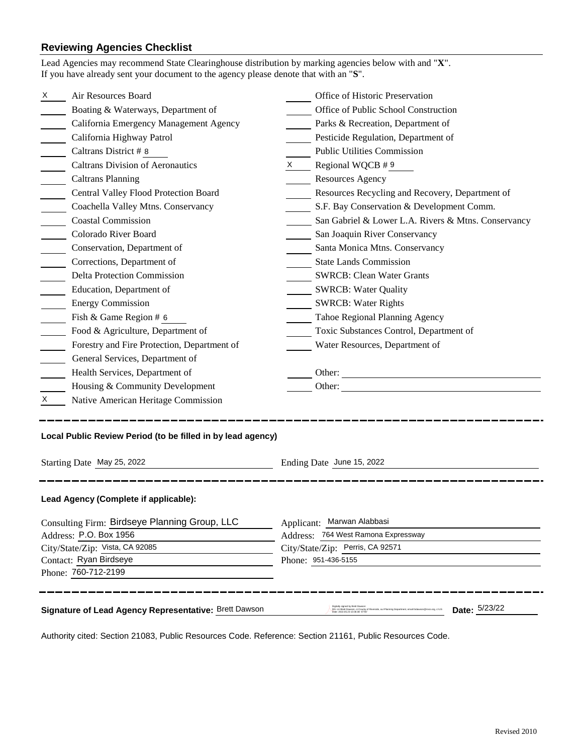## Reviewing Agencies Checklist

Lead Agencies may recommend State Clearinghouse distribution by marking agencies below with and "**X**".
If you have already sent your document to the agency please denote that with an "**S**".

| | | | |
|---|---|---|---|
| X | Air Resources Board | | Office of Historic Preservation |
| | Boating & Waterways, Department of | | Office of Public School Construction |
| | California Emergency Management Agency | | Parks & Recreation, Department of |
| | California Highway Patrol | | Pesticide Regulation, Department of |
| | Caltrans District # 8 | | Public Utilities Commission |
| | Caltrans Division of Aeronautics | X | Regional WQCB # 9 |
| | Caltrans Planning | | Resources Agency |
| | Central Valley Flood Protection Board | | Resources Recycling and Recovery, Department of |
| | Coachella Valley Mtns. Conservancy | | S.F. Bay Conservation & Development Comm. |
| | Coastal Commission | | San Gabriel & Lower L.A. Rivers & Mtns. Conservancy |
| | Colorado River Board | | San Joaquin River Conservancy |
| | Conservation, Department of | | Santa Monica Mtns. Conservancy |
| | Corrections, Department of | | State Lands Commission |
| | Delta Protection Commission | | SWRCB: Clean Water Grants |
| | Education, Department of | | SWRCB: Water Quality |
| | Energy Commission | | SWRCB: Water Rights |
| | Fish & Game Region # 6 | | Tahoe Regional Planning Agency |
| | Food & Agriculture, Department of | | Toxic Substances Control, Department of |
| | Forestry and Fire Protection, Department of | | Water Resources, Department of |
| | General Services, Department of | | |
| | Health Services, Department of | | Other: |
| | Housing & Community Development | | Other: |
| X | Native American Heritage Commission | | |

**Local Public Review Period (to be filled in by lead agency)**

Starting Date May 25, 2022 Ending Date June 15, 2022

**Lead Agency (Complete if applicable):**

| | |
|---|---|
| Consulting Firm: Birdseye Planning Group, LLC | Applicant: Marwan Alabbasi |
| Address: P.O. Box 1956 | Address: 764 West Ramona Expressway |
| City/State/Zip: Vista, CA 92085 | City/State/Zip: Perris, CA 92571 |
| Contact: Ryan Birdseye | Phone: 951-436-5155 |
| Phone: 760-712-2199 | |

**Signature of Lead Agency Representative:** Brett Dawson **Date:** 5/23/22

Authority cited: Section 21083, Public Resources Code. Reference: Section 21161, Public Resources Code.

Revised 2010